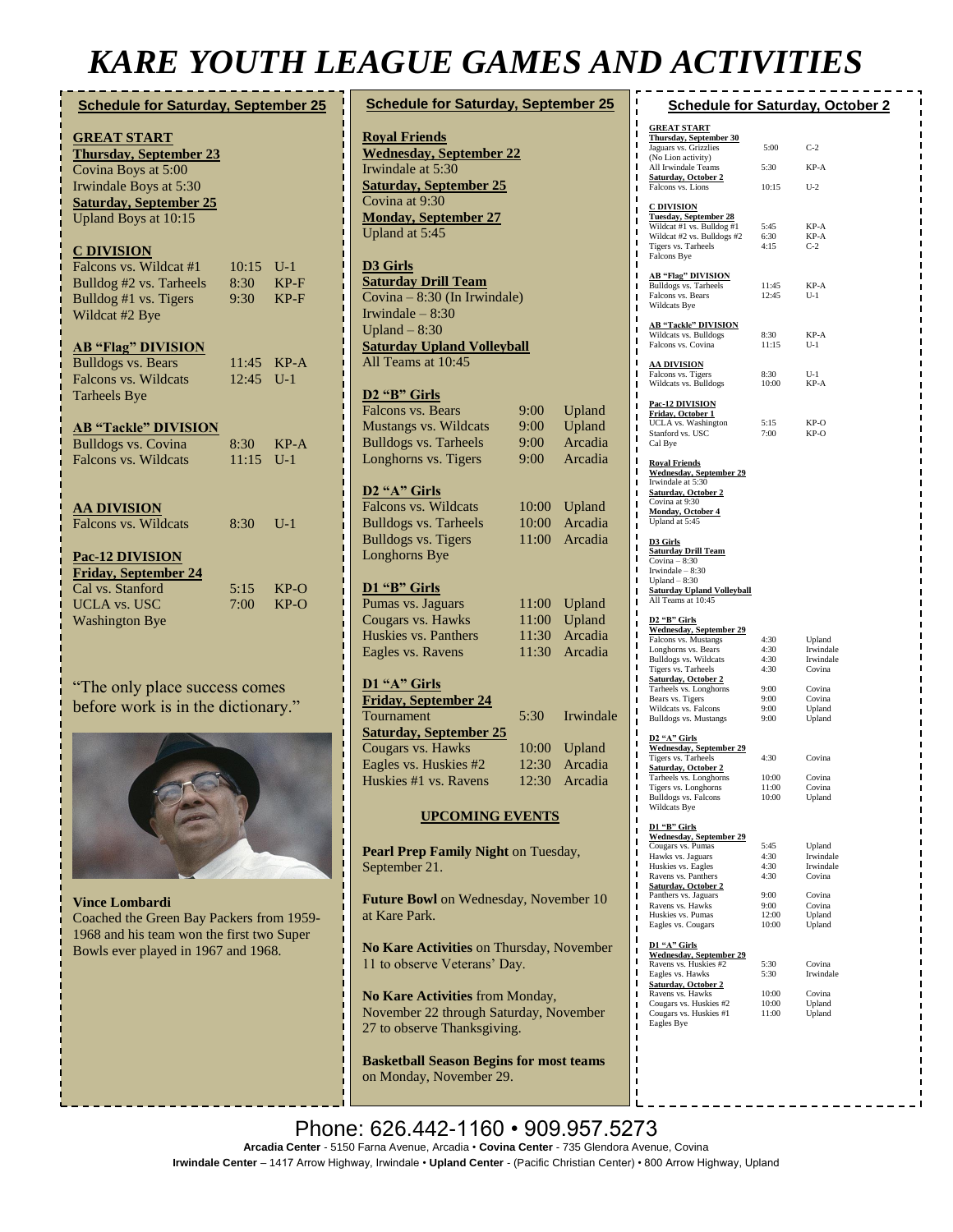# KARE YOUTH LEAGUE GAMES AND ACTIVITIES

## Schedule for Saturday, September 25

**GREAT START**

**Thursday, September 23**

Covina Boys at 5:00

Irwindale Boys at 5:30

**Saturday, September 25**

Upland Boys at 10:15

**C DIVISION**

| | | |
|---|---|---|
| Falcons vs. Wildcat #1 | 10:15 | U-1 |
| Bulldog #2 vs. Tarheels | 8:30 | KP-F |
| Bulldog #1 vs. Tigers | 9:30 | KP-F |
| Wildcat #2 Bye | | |

**AB "Flag" DIVISION**

| | | |
|---|---|---|
| Bulldogs vs. Bears | 11:45 | KP-A |
| Falcons vs. Wildcats | 12:45 | U-1 |
| Tarheels Bye | | |

**AB "Tackle" DIVISION**

| | | |
|---|---|---|
| Bulldogs vs. Covina | 8:30 | KP-A |
| Falcons vs. Wildcats | 11:15 | U-1 |

**AA DIVISION**

| | | |
|---|---|---|
| Falcons vs. Wildcats | 8:30 | U-1 |

**Pac-12 DIVISION**

**Friday, September 24**

| | | |
|---|---|---|
| Cal vs. Stanford | 5:15 | KP-O |
| UCLA vs. USC | 7:00 | KP-O |
| Washington Bye | | |

"The only place success comes before work is in the dictionary."

**Vince Lombardi**

Coached the Green Bay Packers from 1959-1968 and his team won the first two Super Bowls ever played in 1967 and 1968.

## Schedule for Saturday, September 25

**Royal Friends**

**Wednesday, September 22**

Irwindale at 5:30

**Saturday, September 25**

Covina at 9:30

**Monday, September 27**

Upland at 5:45

**D3 Girls**

**Saturday Drill Team**

Covina – 8:30 (In Irwindale)

Irwindale – 8:30

Upland – 8:30

**Saturday Upland Volleyball**

All Teams at 10:45

**D2 "B" Girls**

| | | |
|---|---|---|
| Falcons vs. Bears | 9:00 | Upland |
| Mustangs vs. Wildcats | 9:00 | Upland |
| Bulldogs vs. Tarheels | 9:00 | Arcadia |
| Longhorns vs. Tigers | 9:00 | Arcadia |

**D2 "A" Girls**

| | | |
|---|---|---|
| Falcons vs. Wildcats | 10:00 | Upland |
| Bulldogs vs. Tarheels | 10:00 | Arcadia |
| Bulldogs vs. Tigers | 11:00 | Arcadia |
| Longhorns Bye | | |

**D1 "B" Girls**

| | | |
|---|---|---|
| Pumas vs. Jaguars | 11:00 | Upland |
| Cougars vs. Hawks | 11:00 | Upland |
| Huskies vs. Panthers | 11:30 | Arcadia |
| Eagles vs. Ravens | 11:30 | Arcadia |

**D1 "A" Girls**

**Friday, September 24**

| | | |
|---|---|---|
| Tournament | 5:30 | Irwindale |

**Saturday, September 25**

| | | |
|---|---|---|
| Cougars vs. Hawks | 10:00 | Upland |
| Eagles vs. Huskies #2 | 12:30 | Arcadia |
| Huskies #1 vs. Ravens | 12:30 | Arcadia |

### UPCOMING EVENTS

**Pearl Prep Family Night** on Tuesday, September 21.

**Future Bowl** on Wednesday, November 10 at Kare Park.

**No Kare Activities** on Thursday, November 11 to observe Veterans' Day.

**No Kare Activities** from Monday, November 22 through Saturday, November 27 to observe Thanksgiving.

**Basketball Season Begins for most teams** on Monday, November 29.

## Schedule for Saturday, October 2

**GREAT START**

**Thursday, September 30**

| | | |
|---|---|---|
| Jaguars vs. Grizzlies | 5:00 | C-2 |
| (No Lion activity) | | |
| All Irwindale Teams | 5:30 | KP-A |

**Saturday, October 2**

| | | |
|---|---|---|
| Falcons vs. Lions | 10:15 | U-2 |

**C DIVISION**

**Tuesday, September 28**

| | | |
|---|---|---|
| Wildcat #1 vs. Bulldog #1 | 5:45 | KP-A |
| Wildcat #2 vs. Bulldogs #2 | 6:30 | KP-A |
| Tigers vs. Tarheels | 4:15 | C-2 |
| Falcons Bye | | |

**AB "Flag" DIVISION**

| | | |
|---|---|---|
| Bulldogs vs. Tarheels | 11:45 | KP-A |
| Falcons vs. Bears | 12:45 | U-1 |
| Wildcats Bye | | |

**AB "Tackle" DIVISION**

| | | |
|---|---|---|
| Wildcats vs. Bulldogs | 8:30 | KP-A |
| Falcons vs. Covina | 11:15 | U-1 |

**AA DIVISION**

| | | |
|---|---|---|
| Falcons vs. Tigers | 8:30 | U-1 |
| Wildcats vs. Bulldogs | 10:00 | KP-A |

**Pac-12 DIVISION**

**Friday, October 1**

| | | |
|---|---|---|
| UCLA vs. Washington | 5:15 | KP-O |
| Stanford vs. USC | 7:00 | KP-O |
| Cal Bye | | |

**Royal Friends**

**Wednesday, September 29**

Irwindale at 5:30

**Saturday, October 2**

Covina at 9:30

**Monday, October 4**

Upland at 5:45

**D3 Girls**

**Saturday Drill Team**

Covina – 8:30

Irwindale – 8:30

Upland – 8:30

**Saturday Upland Volleyball**

All Teams at 10:45

**D2 "B" Girls**

**Wednesday, September 29**

| | | |
|---|---|---|
| Falcons vs. Mustangs | 4:30 | Upland |
| Longhorns vs. Bears | 4:30 | Irwindale |
| Bulldogs vs. Wildcats | 4:30 | Irwindale |
| Tigers vs. Tarheels | 4:30 | Covina |

**Saturday, October 2**

| | | |
|---|---|---|
| Tarheels vs. Longhorns | 9:00 | Covina |
| Bears vs. Tigers | 9:00 | Covina |
| Wildcats vs. Falcons | 9:00 | Upland |
| Bulldogs vs. Mustangs | 9:00 | Upland |

**D2 "A" Girls**

**Wednesday, September 29**

| | | |
|---|---|---|
| Tigers vs. Tarheels | 4:30 | Covina |

**Saturday, October 2**

| | | |
|---|---|---|
| Tarheels vs. Longhorns | 10:00 | Covina |
| Tigers vs. Longhorns | 11:00 | Covina |
| Bulldogs vs. Falcons | 10:00 | Upland |
| Wildcats Bye | | |

**D1 "B" Girls**

**Wednesday, September 29**

| | | |
|---|---|---|
| Cougars vs. Pumas | 5:45 | Upland |
| Hawks vs. Jaguars | 4:30 | Irwindale |
| Huskies vs. Eagles | 4:30 | Irwindale |
| Ravens vs. Panthers | 4:30 | Covina |

**Saturday, October 2**

| | | |
|---|---|---|
| Panthers vs. Jaguars | 9:00 | Covina |
| Ravens vs. Hawks | 9:00 | Covina |
| Huskies vs. Pumas | 12:00 | Upland |
| Eagles vs. Cougars | 10:00 | Upland |

**D1 "A" Girls**

**Wednesday, September 29**

| | | |
|---|---|---|
| Ravens vs. Huskies #2 | 5:30 | Covina |
| Eagles vs. Hawks | 5:30 | Irwindale |

**Saturday, October 2**

| | | |
|---|---|---|
| Ravens vs. Hawks | 10:00 | Covina |
| Cougars vs. Huskies #2 | 10:00 | Upland |
| Cougars vs. Huskies #1 | 11:00 | Upland |
| Eagles Bye | | |

Phone: 626.442-1160 • 909.957.5273

**Arcadia Center** - 5150 Farna Avenue, Arcadia • **Covina Center** - 735 Glendora Avenue, Covina

**Irwindale Center** – 1417 Arrow Highway, Irwindale • **Upland Center** - (Pacific Christian Center) • 800 Arrow Highway, Upland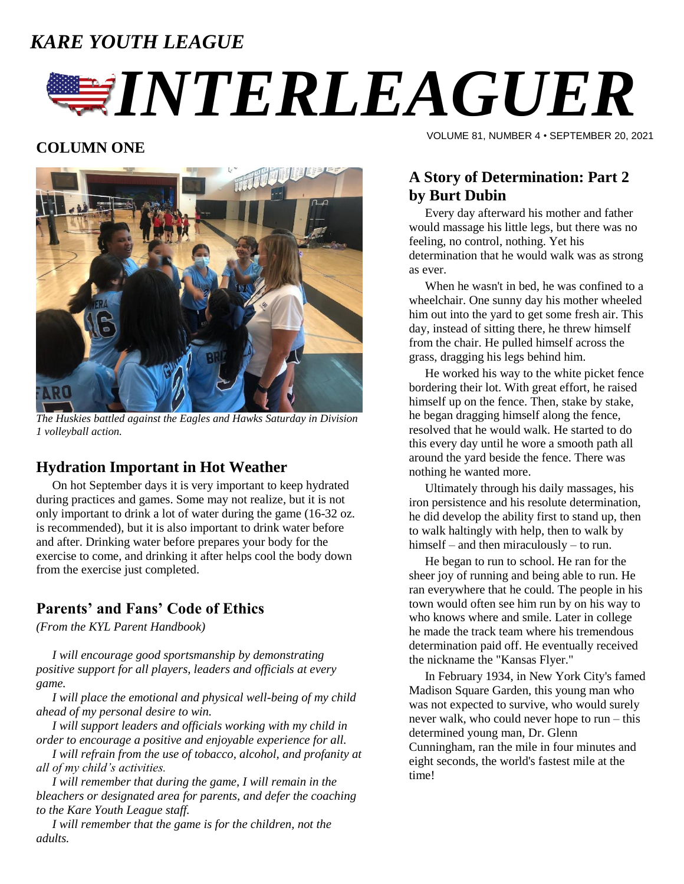# KARE YOUTH LEAGUE

# INTERLEAGUER

VOLUME 81, NUMBER 4 • SEPTEMBER 20, 2021

## COLUMN ONE

*The Huskies battled against the Eagles and Hawks Saturday in Division 1 volleyball action.*

### Hydration Important in Hot Weather

On hot September days it is very important to keep hydrated during practices and games. Some may not realize, but it is not only important to drink a lot of water during the game (16-32 oz. is recommended), but it is also important to drink water before and after. Drinking water before prepares your body for the exercise to come, and drinking it after helps cool the body down from the exercise just completed.

### Parents' and Fans' Code of Ethics

*(From the KYL Parent Handbook)*

*I will encourage good sportsmanship by demonstrating positive support for all players, leaders and officials at every game.*

*I will place the emotional and physical well-being of my child ahead of my personal desire to win.*

*I will support leaders and officials working with my child in order to encourage a positive and enjoyable experience for all.*

*I will refrain from the use of tobacco, alcohol, and profanity at all of my child's activities.*

*I will remember that during the game, I will remain in the bleachers or designated area for parents, and defer the coaching to the Kare Youth League staff.*

*I will remember that the game is for the children, not the adults.*

### A Story of Determination: Part 2 by Burt Dubin

Every day afterward his mother and father would massage his little legs, but there was no feeling, no control, nothing. Yet his determination that he would walk was as strong as ever.

When he wasn't in bed, he was confined to a wheelchair. One sunny day his mother wheeled him out into the yard to get some fresh air. This day, instead of sitting there, he threw himself from the chair. He pulled himself across the grass, dragging his legs behind him.

He worked his way to the white picket fence bordering their lot. With great effort, he raised himself up on the fence. Then, stake by stake, he began dragging himself along the fence, resolved that he would walk. He started to do this every day until he wore a smooth path all around the yard beside the fence. There was nothing he wanted more.

Ultimately through his daily massages, his iron persistence and his resolute determination, he did develop the ability first to stand up, then to walk haltingly with help, then to walk by himself – and then miraculously – to run.

He began to run to school. He ran for the sheer joy of running and being able to run. He ran everywhere that he could. The people in his town would often see him run by on his way to who knows where and smile. Later in college he made the track team where his tremendous determination paid off. He eventually received the nickname the "Kansas Flyer."

In February 1934, in New York City's famed Madison Square Garden, this young man who was not expected to survive, who would surely never walk, who could never hope to run – this determined young man, Dr. Glenn Cunningham, ran the mile in four minutes and eight seconds, the world's fastest mile at the time!